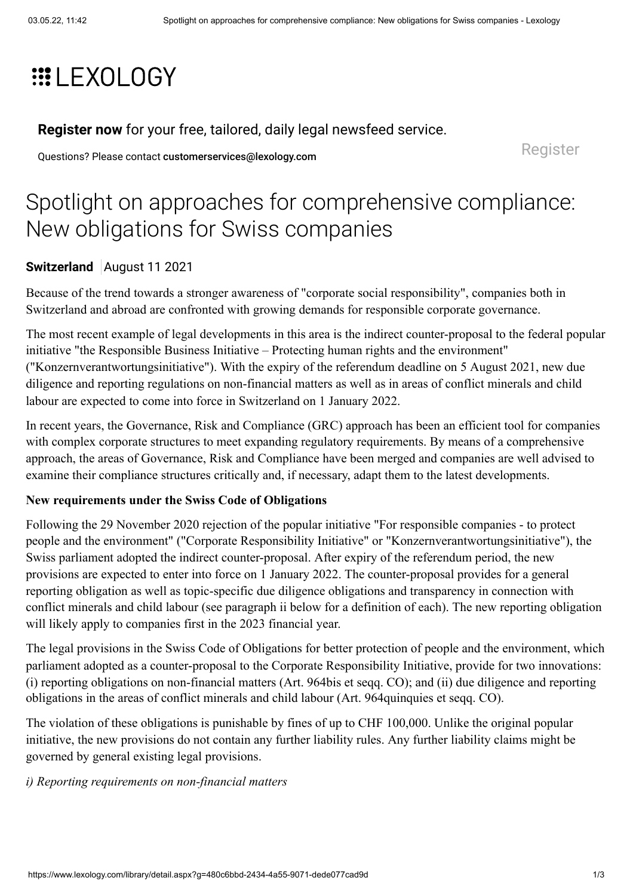# LEXOLOGY

**Register now** for your free, tailored, daily legal newsfeed service.

Questions? Please contact **customerservices@lexology.com**

Register

# Spotlight on approaches for comprehensive compliance: New obligations for Swiss companies

**Switzerland** | August 11 2021

Because of the trend towards a stronger awareness of "corporate social responsibility", companies both in Switzerland and abroad are confronted with growing demands for responsible corporate governance.

The most recent example of legal developments in this area is the indirect counter-proposal to the federal popular initiative "the Responsible Business Initiative – Protecting human rights and the environment" ("Konzernverantwortungsinitiative"). With the expiry of the referendum deadline on 5 August 2021, new due diligence and reporting regulations on non-financial matters as well as in areas of conflict minerals and child labour are expected to come into force in Switzerland on 1 January 2022.

In recent years, the Governance, Risk and Compliance (GRC) approach has been an efficient tool for companies with complex corporate structures to meet expanding regulatory requirements. By means of a comprehensive approach, the areas of Governance, Risk and Compliance have been merged and companies are well advised to examine their compliance structures critically and, if necessary, adapt them to the latest developments.

**New requirements under the Swiss Code of Obligations**

Following the 29 November 2020 rejection of the popular initiative "For responsible companies - to protect people and the environment" ("Corporate Responsibility Initiative" or "Konzernverantwortungsinitiative"), the Swiss parliament adopted the indirect counter-proposal. After expiry of the referendum period, the new provisions are expected to enter into force on 1 January 2022. The counter-proposal provides for a general reporting obligation as well as topic-specific due diligence obligations and transparency in connection with conflict minerals and child labour (see paragraph ii below for a definition of each). The new reporting obligation will likely apply to companies first in the 2023 financial year.

The legal provisions in the Swiss Code of Obligations for better protection of people and the environment, which parliament adopted as a counter-proposal to the Corporate Responsibility Initiative, provide for two innovations: (i) reporting obligations on non-financial matters (Art. 964bis et seqq. CO); and (ii) due diligence and reporting obligations in the areas of conflict minerals and child labour (Art. 964quinquies et seqq. CO).

The violation of these obligations is punishable by fines of up to CHF 100,000. Unlike the original popular initiative, the new provisions do not contain any further liability rules. Any further liability claims might be governed by general existing legal provisions.

*i) Reporting requirements on non-financial matters*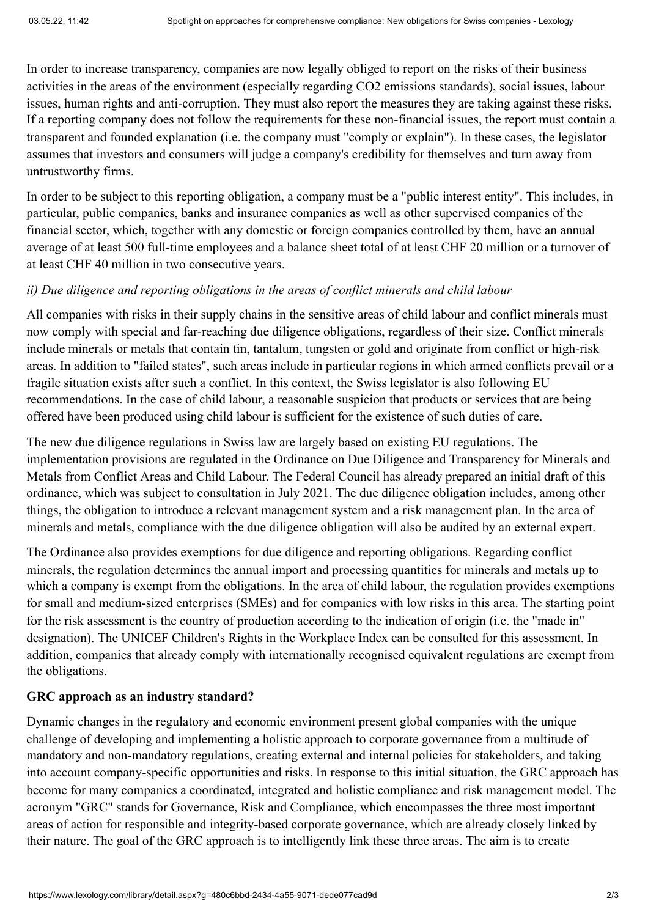In order to increase transparency, companies are now legally obliged to report on the risks of their business activities in the areas of the environment (especially regarding $CO_2$ emissions standards), social issues, labour issues, human rights and anti-corruption. They must also report the measures they are taking against these risks. If a reporting company does not follow the requirements for these non-financial issues, the report must contain a transparent and founded explanation (i.e. the company must "comply or explain"). In these cases, the legislator assumes that investors and consumers will judge a company's credibility for themselves and turn away from untrustworthy firms.

In order to be subject to this reporting obligation, a company must be a "public interest entity". This includes, in particular, public companies, banks and insurance companies as well as other supervised companies of the financial sector, which, together with any domestic or foreign companies controlled by them, have an annual average of at least 500 full-time employees and a balance sheet total of at least CHF 20 million or a turnover of at least CHF 40 million in two consecutive years.

*ii) Due diligence and reporting obligations in the areas of conflict minerals and child labour*

All companies with risks in their supply chains in the sensitive areas of child labour and conflict minerals must now comply with special and far-reaching due diligence obligations, regardless of their size. Conflict minerals include minerals or metals that contain tin, tantalum, tungsten or gold and originate from conflict or high-risk areas. In addition to "failed states", such areas include in particular regions in which armed conflicts prevail or a fragile situation exists after such a conflict. In this context, the Swiss legislator is also following EU recommendations. In the case of child labour, a reasonable suspicion that products or services that are being offered have been produced using child labour is sufficient for the existence of such duties of care.

The new due diligence regulations in Swiss law are largely based on existing EU regulations. The implementation provisions are regulated in the Ordinance on Due Diligence and Transparency for Minerals and Metals from Conflict Areas and Child Labour. The Federal Council has already prepared an initial draft of this ordinance, which was subject to consultation in July 2021. The due diligence obligation includes, among other things, the obligation to introduce a relevant management system and a risk management plan. In the area of minerals and metals, compliance with the due diligence obligation will also be audited by an external expert.

The Ordinance also provides exemptions for due diligence and reporting obligations. Regarding conflict minerals, the regulation determines the annual import and processing quantities for minerals and metals up to which a company is exempt from the obligations. In the area of child labour, the regulation provides exemptions for small and medium-sized enterprises (SMEs) and for companies with low risks in this area. The starting point for the risk assessment is the country of production according to the indication of origin (i.e. the "made in" designation). The UNICEF Children's Rights in the Workplace Index can be consulted for this assessment. In addition, companies that already comply with internationally recognised equivalent regulations are exempt from the obligations.

**GRC approach as an industry standard?**

Dynamic changes in the regulatory and economic environment present global companies with the unique challenge of developing and implementing a holistic approach to corporate governance from a multitude of mandatory and non-mandatory regulations, creating external and internal policies for stakeholders, and taking into account company-specific opportunities and risks. In response to this initial situation, the GRC approach has become for many companies a coordinated, integrated and holistic compliance and risk management model. The acronym "GRC" stands for Governance, Risk and Compliance, which encompasses the three most important areas of action for responsible and integrity-based corporate governance, which are already closely linked by their nature. The goal of the GRC approach is to intelligently link these three areas. The aim is to create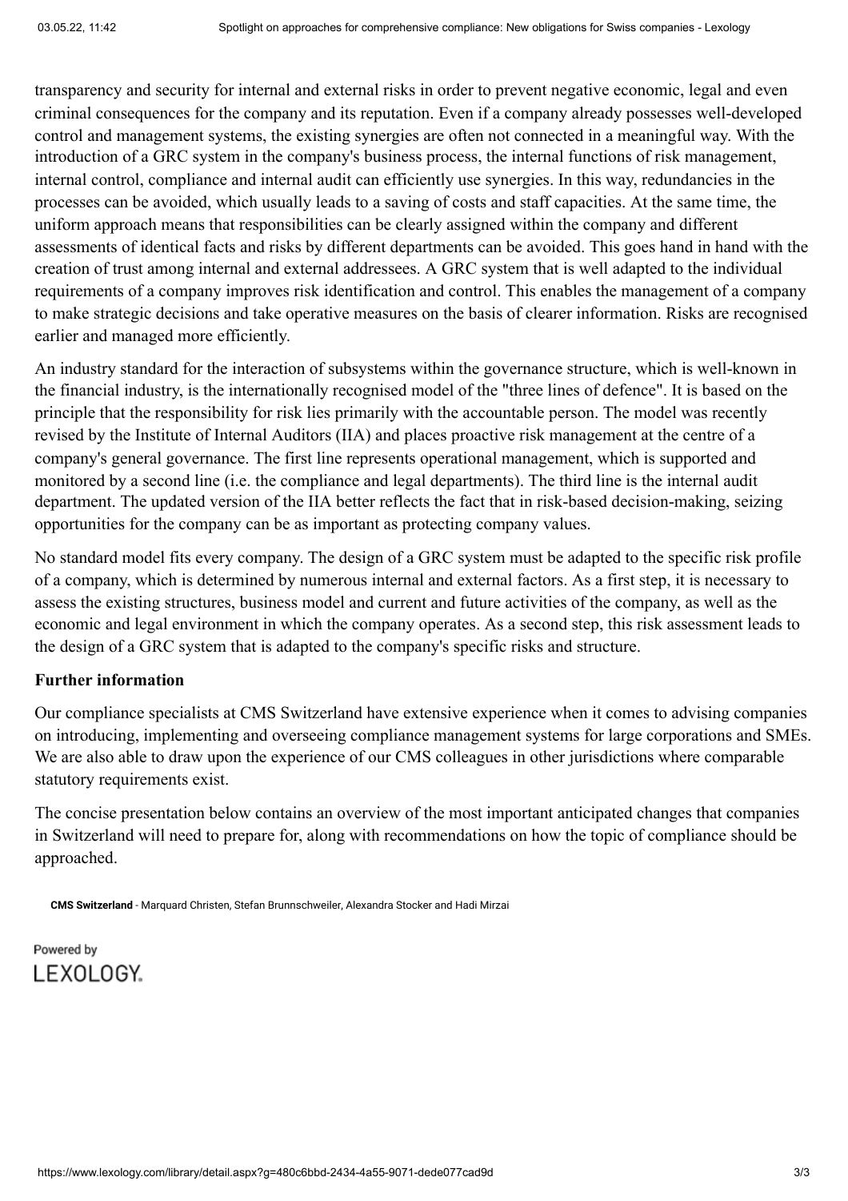transparency and security for internal and external risks in order to prevent negative economic, legal and even criminal consequences for the company and its reputation. Even if a company already possesses well-developed control and management systems, the existing synergies are often not connected in a meaningful way. With the introduction of a GRC system in the company's business process, the internal functions of risk management, internal control, compliance and internal audit can efficiently use synergies. In this way, redundancies in the processes can be avoided, which usually leads to a saving of costs and staff capacities. At the same time, the uniform approach means that responsibilities can be clearly assigned within the company and different assessments of identical facts and risks by different departments can be avoided. This goes hand in hand with the creation of trust among internal and external addressees. A GRC system that is well adapted to the individual requirements of a company improves risk identification and control. This enables the management of a company to make strategic decisions and take operative measures on the basis of clearer information. Risks are recognised earlier and managed more efficiently.

An industry standard for the interaction of subsystems within the governance structure, which is well-known in the financial industry, is the internationally recognised model of the "three lines of defence". It is based on the principle that the responsibility for risk lies primarily with the accountable person. The model was recently revised by the Institute of Internal Auditors (IIA) and places proactive risk management at the centre of a company's general governance. The first line represents operational management, which is supported and monitored by a second line (i.e. the compliance and legal departments). The third line is the internal audit department. The updated version of the IIA better reflects the fact that in risk-based decision-making, seizing opportunities for the company can be as important as protecting company values.

No standard model fits every company. The design of a GRC system must be adapted to the specific risk profile of a company, which is determined by numerous internal and external factors. As a first step, it is necessary to assess the existing structures, business model and current and future activities of the company, as well as the economic and legal environment in which the company operates. As a second step, this risk assessment leads to the design of a GRC system that is adapted to the company's specific risks and structure.

**Further information**

Our compliance specialists at CMS Switzerland have extensive experience when it comes to advising companies on introducing, implementing and overseeing compliance management systems for large corporations and SMEs. We are also able to draw upon the experience of our CMS colleagues in other jurisdictions where comparable statutory requirements exist.

The concise presentation below contains an overview of the most important anticipated changes that companies in Switzerland will need to prepare for, along with recommendations on how the topic of compliance should be approached.

**CMS Switzerland** - Marquard Christen, Stefan Brunnschweiler, Alexandra Stocker and Hadi Mirzai

Powered by LEXOLOGY.